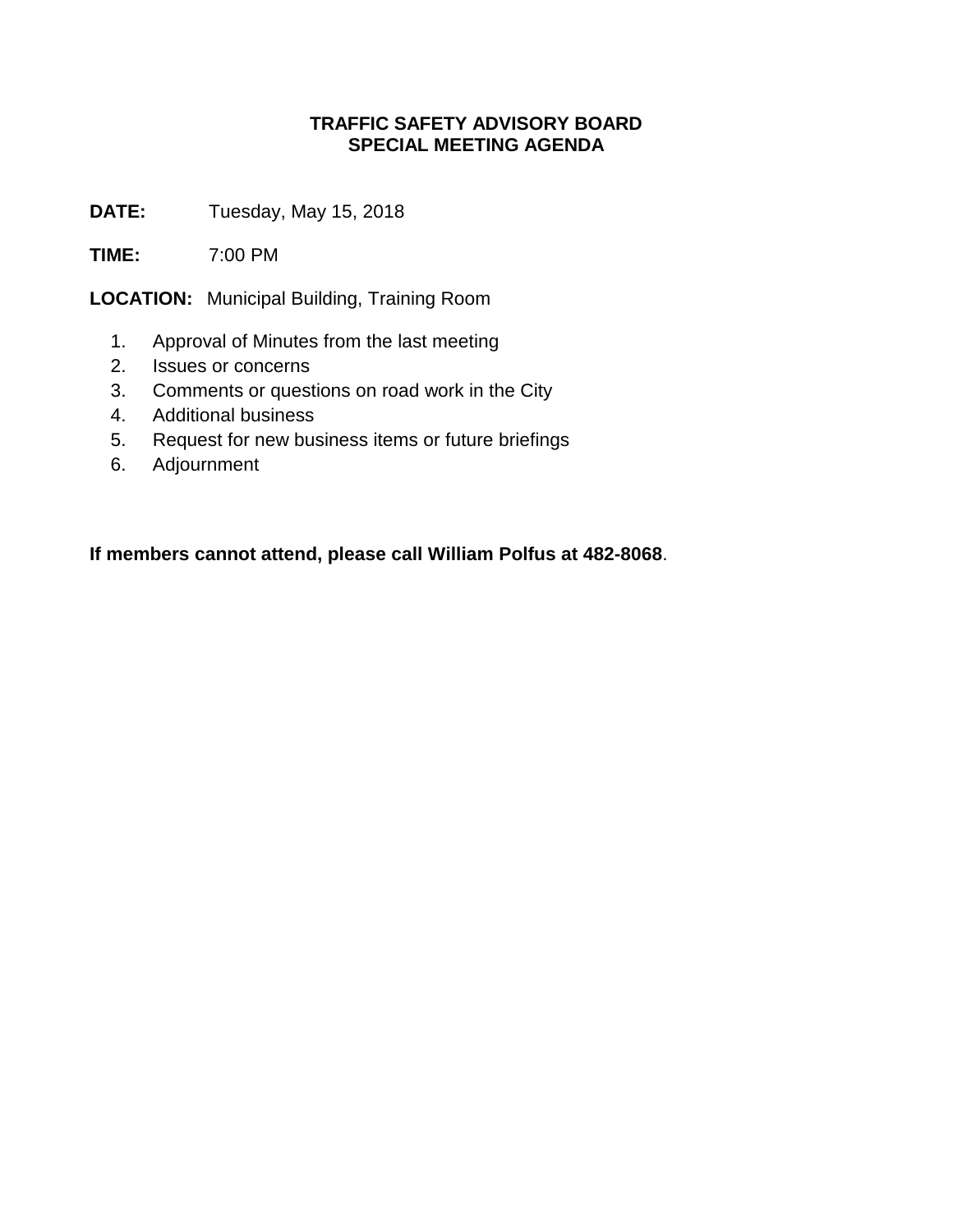# TRAFFIC SAFETY ADVISORY BOARD
## SPECIAL MEETING AGENDA

**DATE:** Tuesday, May 15, 2018

**TIME:** 7:00 PM

**LOCATION:** Municipal Building, Training Room

1. Approval of Minutes from the last meeting
2. Issues or concerns
3. Comments or questions on road work in the City
4. Additional business
5. Request for new business items or future briefings
6. Adjournment

**If members cannot attend, please call William Polfus at 482-8068**.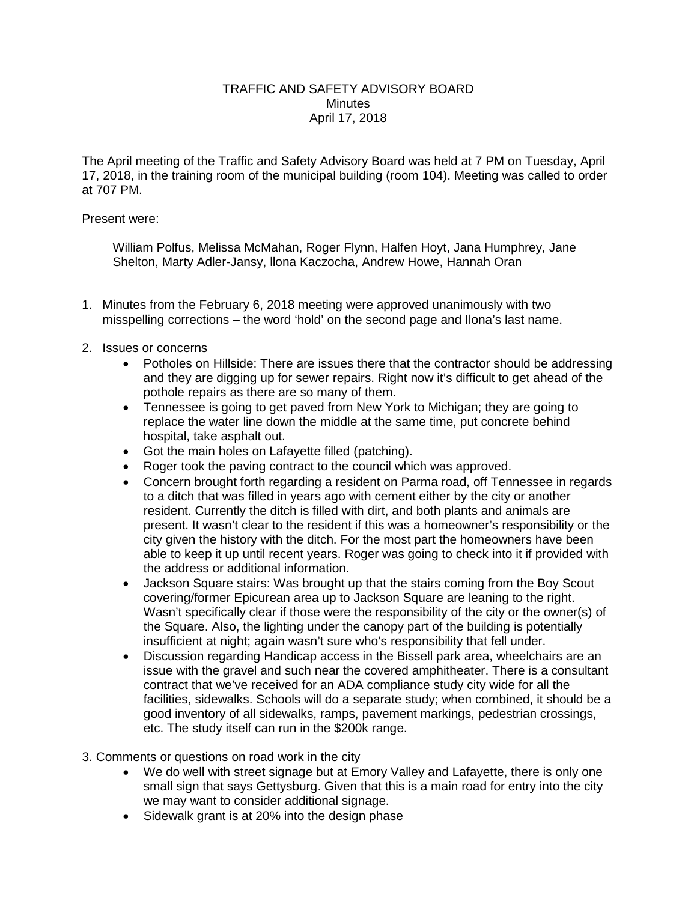TRAFFIC AND SAFETY ADVISORY BOARD
Minutes
April 17, 2018

The April meeting of the Traffic and Safety Advisory Board was held at 7 PM on Tuesday, April 17, 2018, in the training room of the municipal building (room 104). Meeting was called to order at 707 PM.

Present were:

William Polfus, Melissa McMahan, Roger Flynn, Halfen Hoyt, Jana Humphrey, Jane Shelton, Marty Adler-Jansy, llona Kaczocha, Andrew Howe, Hannah Oran

1. Minutes from the February 6, 2018 meeting were approved unanimously with two misspelling corrections – the word 'hold' on the second page and Ilona's last name.

2. Issues or concerns
   - Potholes on Hillside: There are issues there that the contractor should be addressing and they are digging up for sewer repairs. Right now it's difficult to get ahead of the pothole repairs as there are so many of them.
   - Tennessee is going to get paved from New York to Michigan; they are going to replace the water line down the middle at the same time, put concrete behind hospital, take asphalt out.
   - Got the main holes on Lafayette filled (patching).
   - Roger took the paving contract to the council which was approved.
   - Concern brought forth regarding a resident on Parma road, off Tennessee in regards to a ditch that was filled in years ago with cement either by the city or another resident. Currently the ditch is filled with dirt, and both plants and animals are present. It wasn't clear to the resident if this was a homeowner's responsibility or the city given the history with the ditch. For the most part the homeowners have been able to keep it up until recent years. Roger was going to check into it if provided with the address or additional information.
   - Jackson Square stairs: Was brought up that the stairs coming from the Boy Scout covering/former Epicurean area up to Jackson Square are leaning to the right. Wasn't specifically clear if those were the responsibility of the city or the owner(s) of the Square. Also, the lighting under the canopy part of the building is potentially insufficient at night; again wasn't sure who's responsibility that fell under.
   - Discussion regarding Handicap access in the Bissell park area, wheelchairs are an issue with the gravel and such near the covered amphitheater. There is a consultant contract that we've received for an ADA compliance study city wide for all the facilities, sidewalks. Schools will do a separate study; when combined, it should be a good inventory of all sidewalks, ramps, pavement markings, pedestrian crossings, etc. The study itself can run in the $200k range.

3. Comments or questions on road work in the city
   - We do well with street signage but at Emory Valley and Lafayette, there is only one small sign that says Gettysburg. Given that this is a main road for entry into the city we may want to consider additional signage.
   - Sidewalk grant is at 20% into the design phase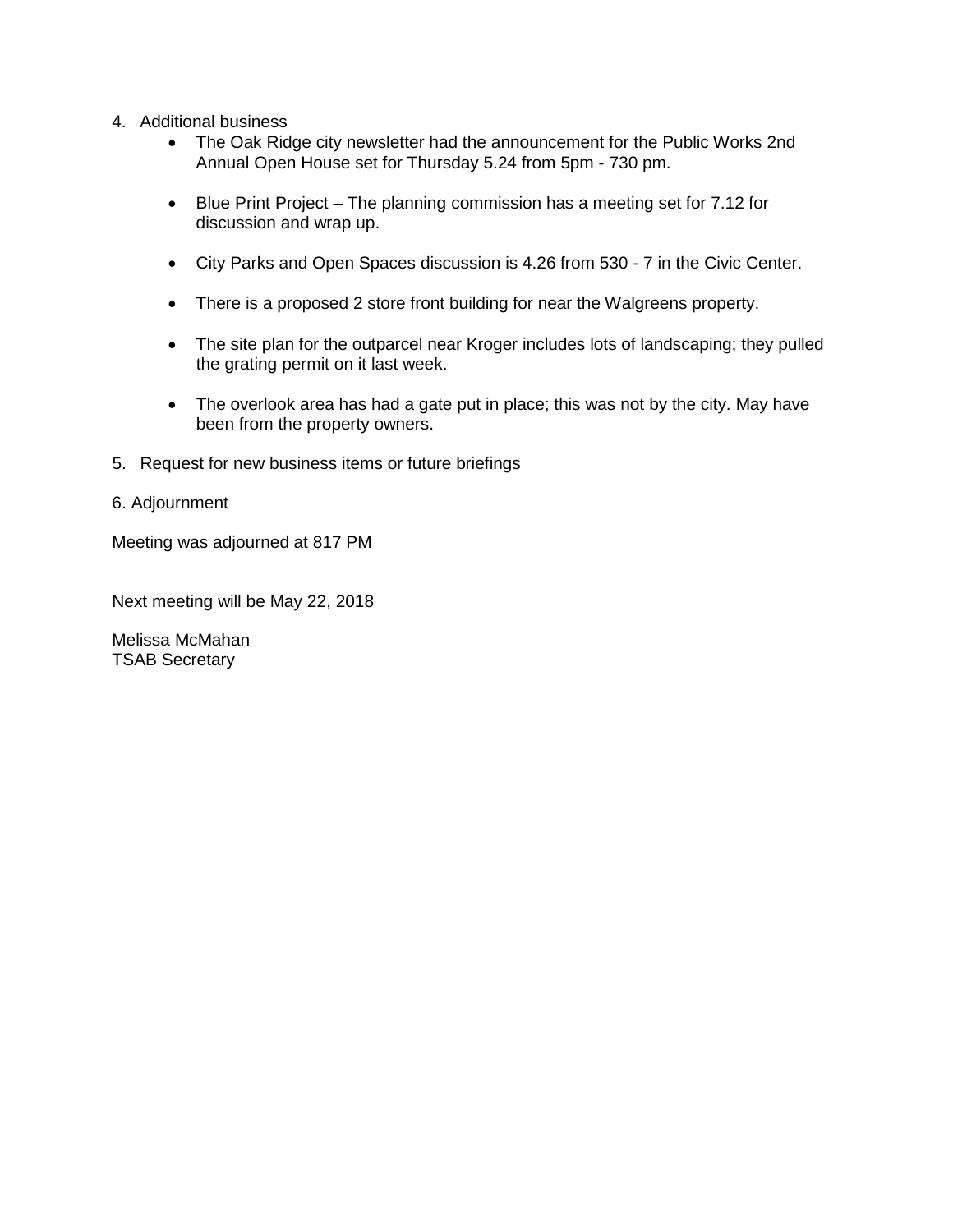4. Additional business
    - The Oak Ridge city newsletter had the announcement for the Public Works 2nd Annual Open House set for Thursday 5.24 from 5pm - 730 pm.

    - Blue Print Project – The planning commission has a meeting set for 7.12 for discussion and wrap up.

    - City Parks and Open Spaces discussion is 4.26 from 530 - 7 in the Civic Center.

    - There is a proposed 2 store front building for near the Walgreens property.

    - The site plan for the outparcel near Kroger includes lots of landscaping; they pulled the grating permit on it last week.

    - The overlook area has had a gate put in place; this was not by the city. May have been from the property owners.

5. Request for new business items or future briefings

6. Adjournment

Meeting was adjourned at 817 PM

Next meeting will be May 22, 2018

Melissa McMahan
TSAB Secretary